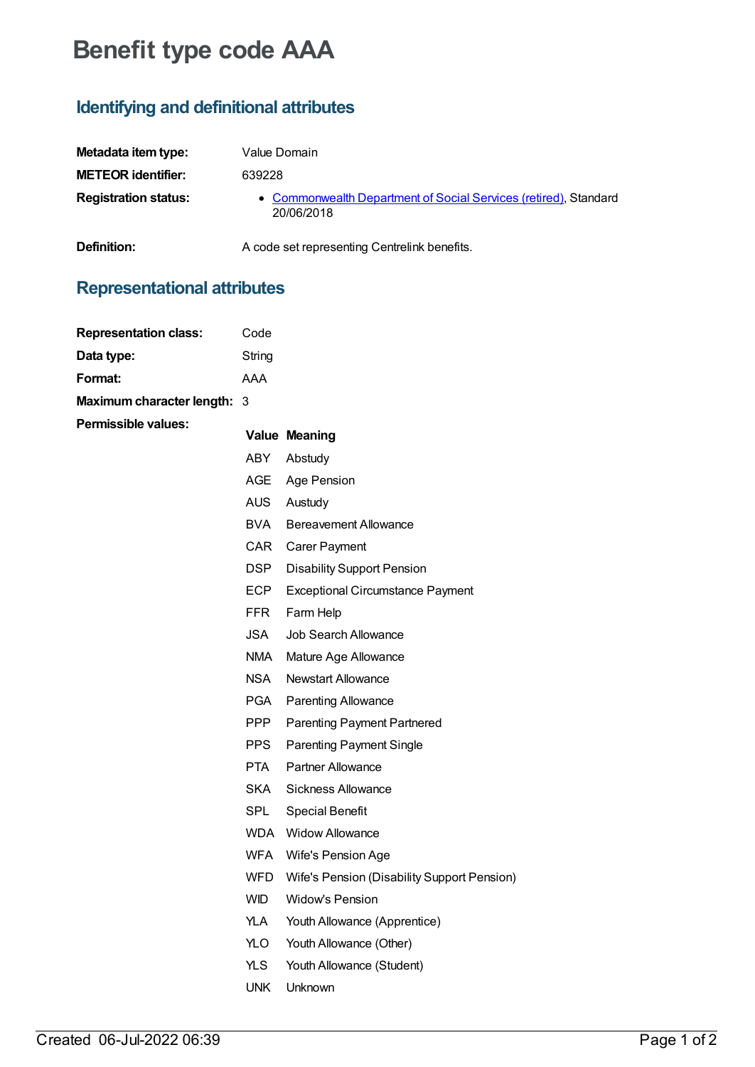# Benefit type code AAA

## Identifying and definitional attributes

| | |
|---|---|
| **Metadata item type:** | Value Domain |
| **METEOR identifier:** | 639228 |
| **Registration status:** | • Commonwealth Department of Social Services (retired), Standard 20/06/2018 |
| **Definition:** | A code set representing Centrelink benefits. |

## Representational attributes

| | |
|---|---|
| **Representation class:** | Code |
| **Data type:** | String |
| **Format:** | AAA |
| **Maximum character length:** | 3 |

**Permissible values:**

| Value | Meaning |
|---|---|
| ABY | Abstudy |
| AGE | Age Pension |
| AUS | Austudy |
| BVA | Bereavement Allowance |
| CAR | Carer Payment |
| DSP | Disability Support Pension |
| ECP | Exceptional Circumstance Payment |
| FFR | Farm Help |
| JSA | Job Search Allowance |
| NMA | Mature Age Allowance |
| NSA | Newstart Allowance |
| PGA | Parenting Allowance |
| PPP | Parenting Payment Partnered |
| PPS | Parenting Payment Single |
| PTA | Partner Allowance |
| SKA | Sickness Allowance |
| SPL | Special Benefit |
| WDA | Widow Allowance |
| WFA | Wife's Pension Age |
| WFD | Wife's Pension (Disability Support Pension) |
| WID | Widow's Pension |
| YLA | Youth Allowance (Apprentice) |
| YLO | Youth Allowance (Other) |
| YLS | Youth Allowance (Student) |
| UNK | Unknown |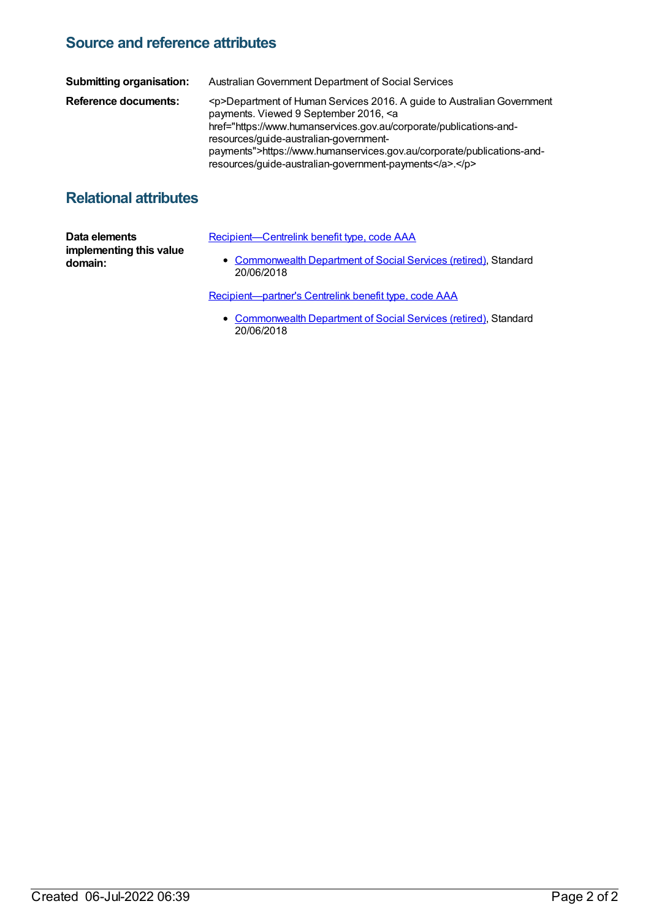## Source and reference attributes

**Submitting organisation:** Australian Government Department of Social Services

**Reference documents:** <p>Department of Human Services 2016. A guide to Australian Government payments. Viewed 9 September 2016, <a href="https://www.humanservices.gov.au/corporate/publications-and-resources/guide-australian-government-payments">https://www.humanservices.gov.au/corporate/publications-and-resources/guide-australian-government-payments</a>.</p>

## Relational attributes

**Data elements implementing this value domain:**

Recipient—Centrelink benefit type, code AAA

- Commonwealth Department of Social Services (retired), Standard 20/06/2018

Recipient—partner's Centrelink benefit type, code AAA

- Commonwealth Department of Social Services (retired), Standard 20/06/2018